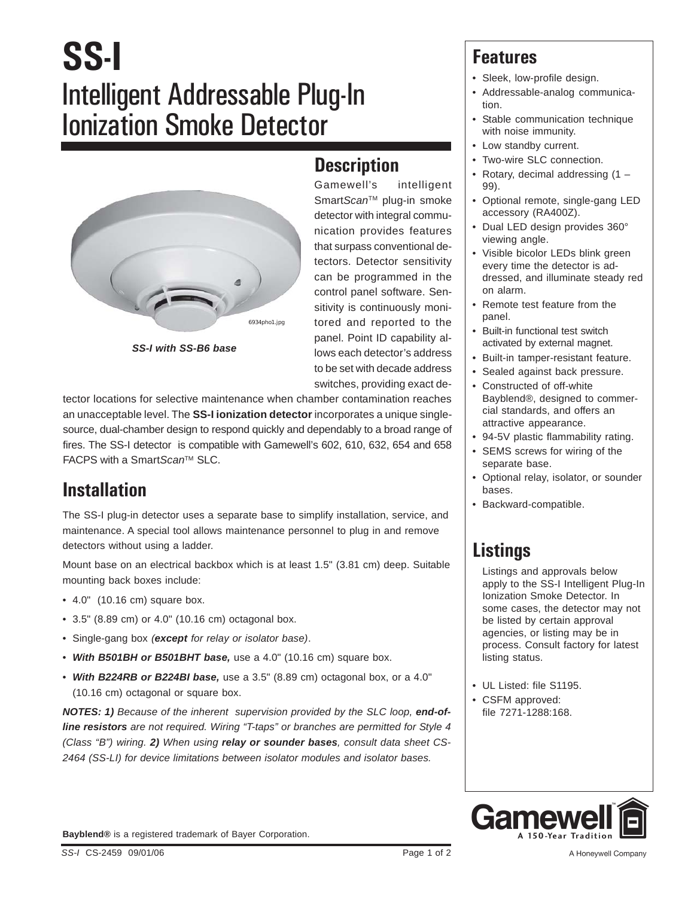# SS-I

# Intelligent Addressable Plug-In Ionization Smoke Detector

*SS-I with SS-B6 base*

## Description

Gamewell's intelligent Smart*Scan*™ plug-in smoke detector with integral communication provides features that surpass conventional detectors. Detector sensitivity can be programmed in the control panel software. Sensitivity is continuously monitored and reported to the panel. Point ID capability allows each detector's address to be set with decade address switches, providing exact detector locations for selective maintenance when chamber contamination reaches an unacceptable level. The **SS-I ionization detector** incorporates a unique single-source, dual-chamber design to respond quickly and dependably to a broad range of fires. The SS-I detector is compatible with Gamewell's 602, 610, 632, 654 and 658 FACPS with a Smart*Scan*™ SLC.

## Installation

The SS-I plug-in detector uses a separate base to simplify installation, service, and maintenance. A special tool allows maintenance personnel to plug in and remove detectors without using a ladder.

Mount base on an electrical backbox which is at least 1.5" (3.81 cm) deep. Suitable mounting back boxes include:

- 4.0" (10.16 cm) square box.
- 3.5" (8.89 cm) or 4.0" (10.16 cm) octagonal box.
- Single-gang box *(**except** for relay or isolator base)*.
- ***With B501BH or B501BHT base,*** use a 4.0" (10.16 cm) square box.
- ***With B224RB or B224BI base,*** use a 3.5" (8.89 cm) octagonal box, or a 4.0" (10.16 cm) octagonal or square box.

***NOTES: 1)*** *Because of the inherent supervision provided by the SLC loop,* ***end-of-line resistors*** *are not required. Wiring "T-taps" or branches are permitted for Style 4 (Class "B") wiring.* ***2)*** *When using* ***relay or sounder bases****, consult data sheet CS-2464 (SS-LI) for device limitations between isolator modules and isolator bases.*

## Features

- Sleek, low-profile design.
- Addressable-analog communication.
- Stable communication technique with noise immunity.
- Low standby current.
- Two-wire SLC connection.
- Rotary, decimal addressing (1 – 99).
- Optional remote, single-gang LED accessory (RA400Z).
- Dual LED design provides 360° viewing angle.
- Visible bicolor LEDs blink green every time the detector is addressed, and illuminate steady red on alarm.
- Remote test feature from the panel.
- Built-in functional test switch activated by external magnet.
- Built-in tamper-resistant feature.
- Sealed against back pressure.
- Constructed of off-white Bayblend®, designed to commercial standards, and offers an attractive appearance.
- 94-5V plastic flammability rating.
- SEMS screws for wiring of the separate base.
- Optional relay, isolator, or sounder bases.
- Backward-compatible.

## Listings

Listings and approvals below apply to the SS-I Intelligent Plug-In Ionization Smoke Detector. In some cases, the detector may not be listed by certain approval agencies, or listing may be in process. Consult factory for latest listing status.

- UL Listed: file S1195.
- CSFM approved: file 7271-1288:168.

Gamewell™ A 150-Year Tradition

A Honeywell Company

**Bayblend®** is a registered trademark of Bayer Corporation.

*SS-I* CS-2459 09/01/06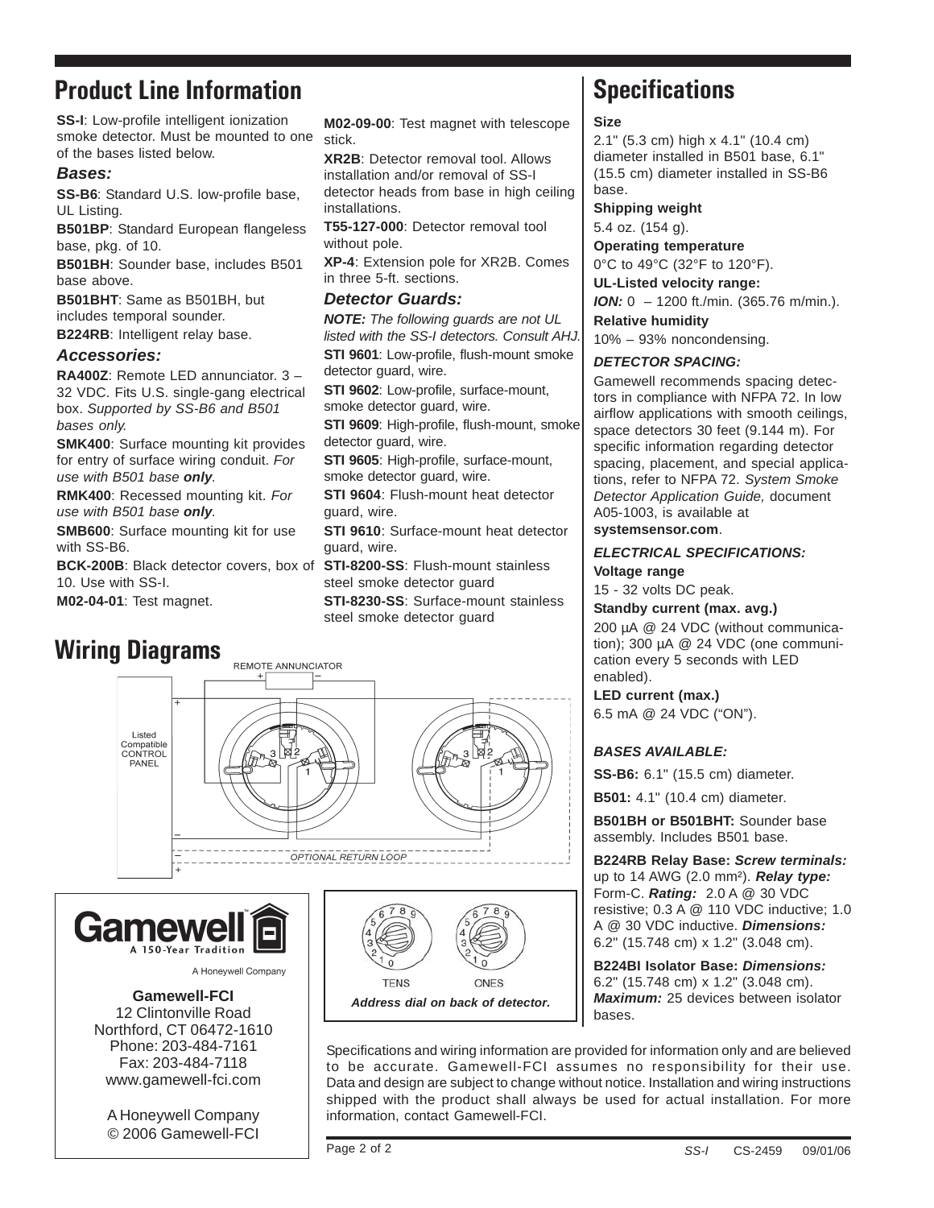## Product Line Information

**SS-I**: Low-profile intelligent ionization smoke detector. Must be mounted to one of the bases listed below.

### *Bases:*

**SS-B6**: Standard U.S. low-profile base, UL Listing.

**B501BP**: Standard European flangeless base, pkg. of 10.

**B501BH**: Sounder base, includes B501 base above.

**B501BHT**: Same as B501BH, but includes temporal sounder.

**B224RB**: Intelligent relay base.

### *Accessories:*

**RA400Z**: Remote LED annunciator. 3 – 32 VDC. Fits U.S. single-gang electrical box. *Supported by SS-B6 and B501 bases only.*

**SMK400**: Surface mounting kit provides for entry of surface wiring conduit. *For use with B501 base **only**.*

**RMK400**: Recessed mounting kit. *For use with B501 base **only**.*

**SMB600**: Surface mounting kit for use with SS-B6.

**BCK-200B**: Black detector covers, box of 10. Use with SS-I.

**M02-04-01**: Test magnet.

**M02-09-00**: Test magnet with telescope stick.

**XR2B**: Detector removal tool. Allows installation and/or removal of SS-I detector heads from base in high ceiling installations.

**T55-127-000**: Detector removal tool without pole.

**XP-4**: Extension pole for XR2B. Comes in three 5-ft. sections.

### *Detector Guards:*

***NOTE:** The following guards are not UL listed with the SS-I detectors. Consult AHJ.*

**STI 9601**: Low-profile, flush-mount smoke detector guard, wire.

**STI 9602**: Low-profile, surface-mount, smoke detector guard, wire.

**STI 9609**: High-profile, flush-mount, smoke detector guard, wire.

**STI 9605**: High-profile, surface-mount, smoke detector guard, wire.

**STI 9604**: Flush-mount heat detector guard, wire.

**STI 9610**: Surface-mount heat detector guard, wire.

**STI-8200-SS**: Flush-mount stainless steel smoke detector guard

**STI-8230-SS**: Surface-mount stainless steel smoke detector guard

## Wiring Diagrams

REMOTE ANNUNCIATOR

+ –

Listed Compatible CONTROL PANEL

+

–

3 2 1

OPTIONAL RETURN LOOP

–

+

TENS ONES

*Address dial on back of detector.*

**Gamewell** A 150-Year Tradition

A Honeywell Company

**Gamewell-FCI**
12 Clintonville Road
Northford, CT 06472-1610
Phone: 203-484-7161
Fax: 203-484-7118
www.gamewell-fci.com

A Honeywell Company
© 2006 Gamewell-FCI

## Specifications

**Size**

2.1" (5.3 cm) high x 4.1" (10.4 cm) diameter installed in B501 base, 6.1" (15.5 cm) diameter installed in SS-B6 base.

**Shipping weight**

5.4 oz. (154 g).

**Operating temperature**

0°C to 49°C (32°F to 120°F).

**UL-Listed velocity range:**

***ION:*** 0 – 1200 ft./min. (365.76 m/min.).

**Relative humidity**

10% – 93% noncondensing.

***DETECTOR SPACING:***

Gamewell recommends spacing detectors in compliance with NFPA 72. In low airflow applications with smooth ceilings, space detectors 30 feet (9.144 m). For specific information regarding detector spacing, placement, and special applications, refer to NFPA 72. *System Smoke Detector Application Guide,* document A05-1003, is available at **systemsensor.com**.

***ELECTRICAL SPECIFICATIONS:***

**Voltage range**

15 - 32 volts DC peak.

**Standby current (max. avg.)**

200 µA @ 24 VDC (without communication); 300 µA @ 24 VDC (one communication every 5 seconds with LED enabled).

**LED current (max.)**

6.5 mA @ 24 VDC ("ON").

***BASES AVAILABLE:***

**SS-B6:** 6.1" (15.5 cm) diameter.

**B501:** 4.1" (10.4 cm) diameter.

**B501BH or B501BHT:** Sounder base assembly. Includes B501 base.

**B224RB Relay Base: *Screw terminals:*** up to 14 AWG (2.0 mm²). ***Relay type:*** Form-C. ***Rating:*** 2.0 A @ 30 VDC resistive; 0.3 A @ 110 VDC inductive; 1.0 A @ 30 VDC inductive. ***Dimensions:*** 6.2" (15.748 cm) x 1.2" (3.048 cm).

**B224BI Isolator Base: *Dimensions:*** 6.2" (15.748 cm) x 1.2" (3.048 cm). ***Maximum:*** 25 devices between isolator bases.

Specifications and wiring information are provided for information only and are believed to be accurate. Gamewell-FCI assumes no responsibility for their use. Data and design are subject to change without notice. Installation and wiring instructions shipped with the product shall always be used for actual installation. For more information, contact Gamewell-FCI.

*SS-I* CS-2459 09/01/06